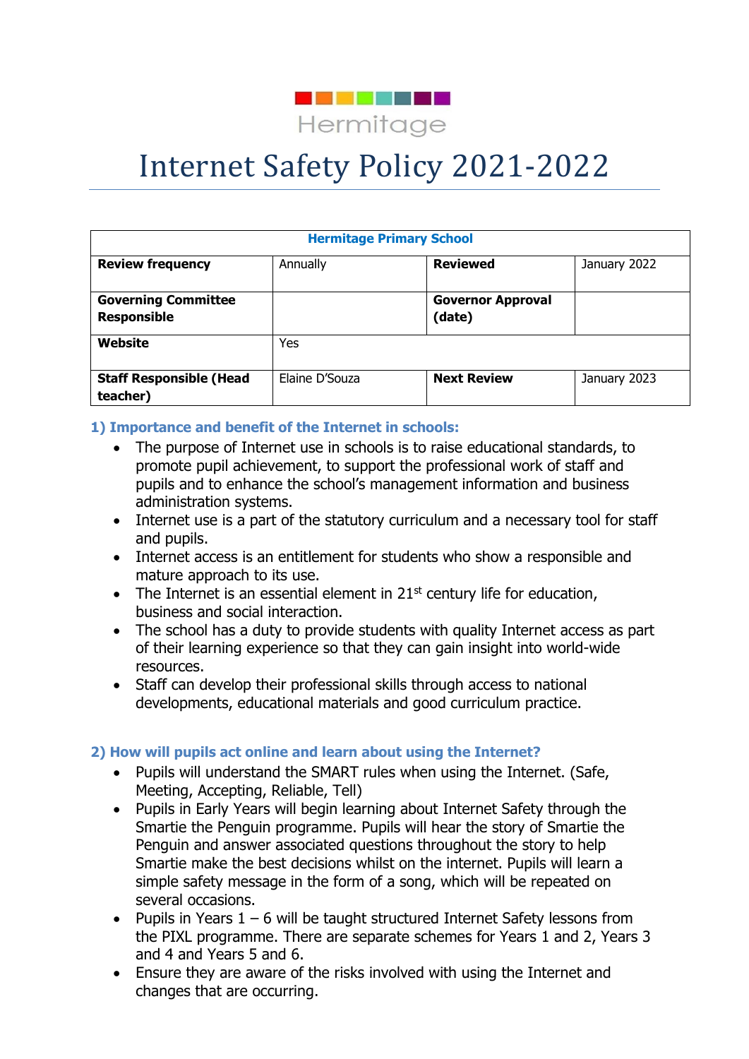Hermitage

# Internet Safety Policy 2021-2022

| Hermitage Primary School | | | |
|---|---|---|---|
| **Review frequency** | Annually | **Reviewed** | January 2022 |
| **Governing Committee Responsible** | | **Governor Approval (date)** | |
| **Website** | Yes | | |
| **Staff Responsible (Head teacher)** | Elaine D'Souza | **Next Review** | January 2023 |

## 1) Importance and benefit of the Internet in schools:

- The purpose of Internet use in schools is to raise educational standards, to promote pupil achievement, to support the professional work of staff and pupils and to enhance the school's management information and business administration systems.
- Internet use is a part of the statutory curriculum and a necessary tool for staff and pupils.
- Internet access is an entitlement for students who show a responsible and mature approach to its use.
- The Internet is an essential element in 21st century life for education, business and social interaction.
- The school has a duty to provide students with quality Internet access as part of their learning experience so that they can gain insight into world-wide resources.
- Staff can develop their professional skills through access to national developments, educational materials and good curriculum practice.

## 2) How will pupils act online and learn about using the Internet?

- Pupils will understand the SMART rules when using the Internet. (Safe, Meeting, Accepting, Reliable, Tell)
- Pupils in Early Years will begin learning about Internet Safety through the Smartie the Penguin programme. Pupils will hear the story of Smartie the Penguin and answer associated questions throughout the story to help Smartie make the best decisions whilst on the internet. Pupils will learn a simple safety message in the form of a song, which will be repeated on several occasions.
- Pupils in Years 1 – 6 will be taught structured Internet Safety lessons from the PIXL programme. There are separate schemes for Years 1 and 2, Years 3 and 4 and Years 5 and 6.
- Ensure they are aware of the risks involved with using the Internet and changes that are occurring.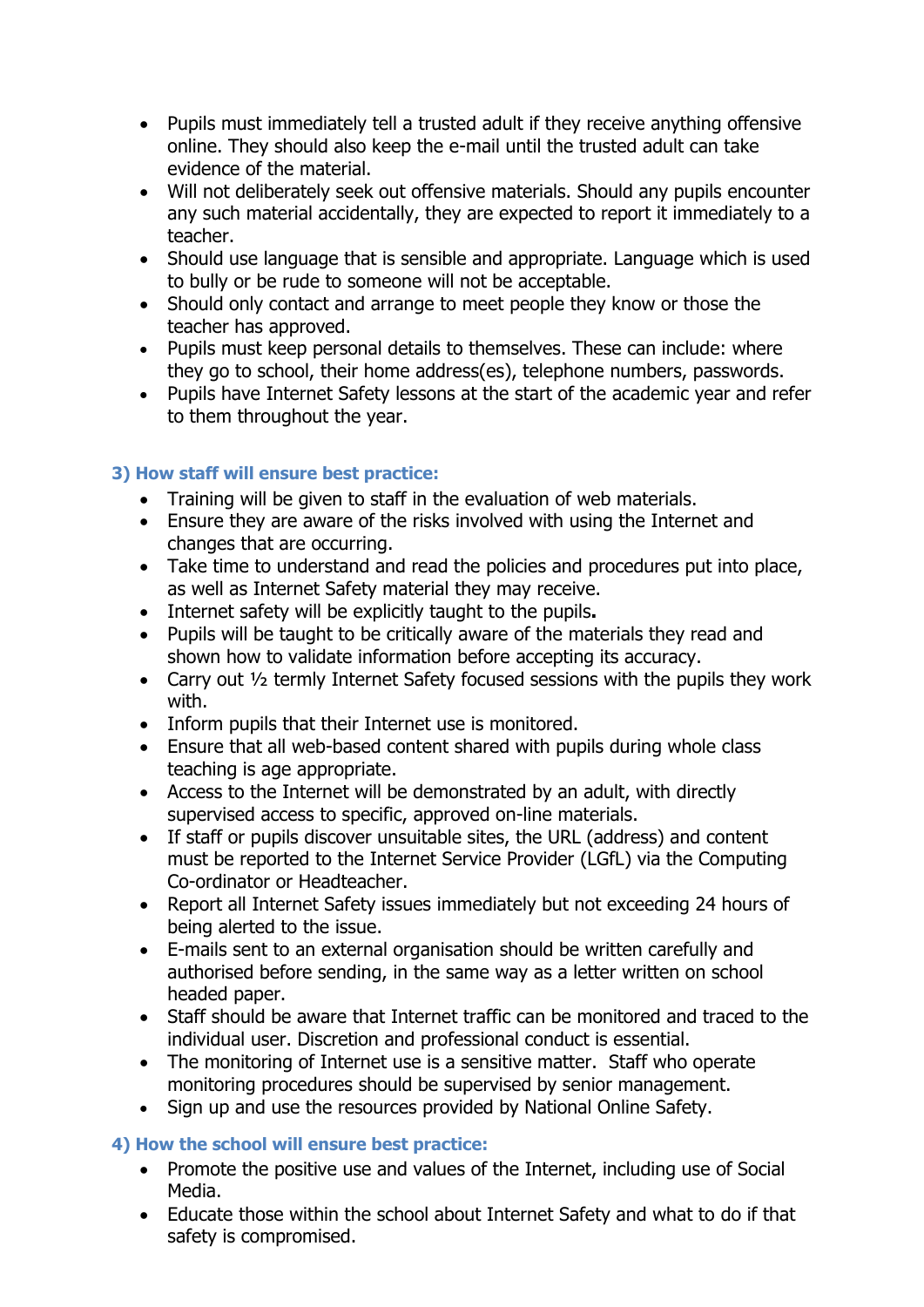- Pupils must immediately tell a trusted adult if they receive anything offensive online. They should also keep the e-mail until the trusted adult can take evidence of the material.
- Will not deliberately seek out offensive materials. Should any pupils encounter any such material accidentally, they are expected to report it immediately to a teacher.
- Should use language that is sensible and appropriate. Language which is used to bully or be rude to someone will not be acceptable.
- Should only contact and arrange to meet people they know or those the teacher has approved.
- Pupils must keep personal details to themselves. These can include: where they go to school, their home address(es), telephone numbers, passwords.
- Pupils have Internet Safety lessons at the start of the academic year and refer to them throughout the year.

### 3) How staff will ensure best practice:

- Training will be given to staff in the evaluation of web materials.
- Ensure they are aware of the risks involved with using the Internet and changes that are occurring.
- Take time to understand and read the policies and procedures put into place, as well as Internet Safety material they may receive.
- Internet safety will be explicitly taught to the pupils**.**
- Pupils will be taught to be critically aware of the materials they read and shown how to validate information before accepting its accuracy.
- Carry out ½ termly Internet Safety focused sessions with the pupils they work with.
- Inform pupils that their Internet use is monitored.
- Ensure that all web-based content shared with pupils during whole class teaching is age appropriate.
- Access to the Internet will be demonstrated by an adult, with directly supervised access to specific, approved on-line materials.
- If staff or pupils discover unsuitable sites, the URL (address) and content must be reported to the Internet Service Provider (LGfL) via the Computing Co-ordinator or Headteacher.
- Report all Internet Safety issues immediately but not exceeding 24 hours of being alerted to the issue.
- E-mails sent to an external organisation should be written carefully and authorised before sending, in the same way as a letter written on school headed paper.
- Staff should be aware that Internet traffic can be monitored and traced to the individual user. Discretion and professional conduct is essential.
- The monitoring of Internet use is a sensitive matter. Staff who operate monitoring procedures should be supervised by senior management.
- Sign up and use the resources provided by National Online Safety.

### 4) How the school will ensure best practice:

- Promote the positive use and values of the Internet, including use of Social Media.
- Educate those within the school about Internet Safety and what to do if that safety is compromised.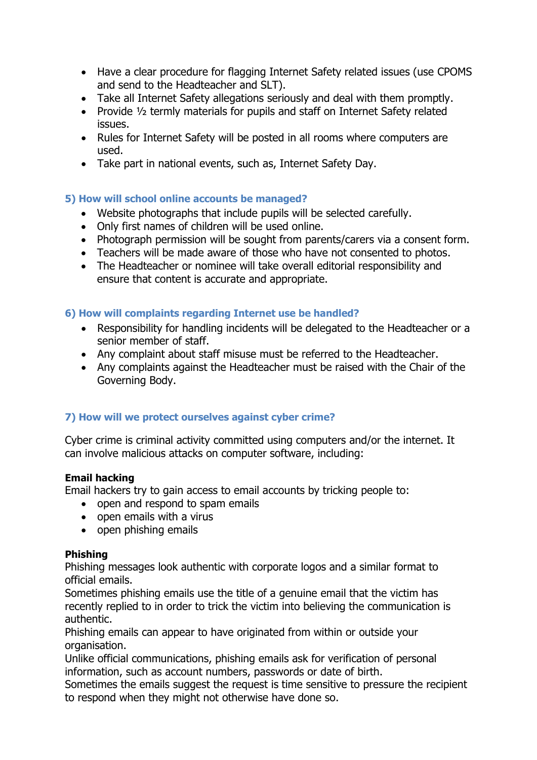- Have a clear procedure for flagging Internet Safety related issues (use CPOMS and send to the Headteacher and SLT).
- Take all Internet Safety allegations seriously and deal with them promptly.
- Provide ½ termly materials for pupils and staff on Internet Safety related issues.
- Rules for Internet Safety will be posted in all rooms where computers are used.
- Take part in national events, such as, Internet Safety Day.

### 5) How will school online accounts be managed?

- Website photographs that include pupils will be selected carefully.
- Only first names of children will be used online.
- Photograph permission will be sought from parents/carers via a consent form.
- Teachers will be made aware of those who have not consented to photos.
- The Headteacher or nominee will take overall editorial responsibility and ensure that content is accurate and appropriate.

### 6) How will complaints regarding Internet use be handled?

- Responsibility for handling incidents will be delegated to the Headteacher or a senior member of staff.
- Any complaint about staff misuse must be referred to the Headteacher.
- Any complaints against the Headteacher must be raised with the Chair of the Governing Body.

### 7) How will we protect ourselves against cyber crime?

Cyber crime is criminal activity committed using computers and/or the internet. It can involve malicious attacks on computer software, including:

**Email hacking**
Email hackers try to gain access to email accounts by tricking people to:

- open and respond to spam emails
- open emails with a virus
- open phishing emails

**Phishing**
Phishing messages look authentic with corporate logos and a similar format to official emails.
Sometimes phishing emails use the title of a genuine email that the victim has recently replied to in order to trick the victim into believing the communication is authentic.
Phishing emails can appear to have originated from within or outside your organisation.
Unlike official communications, phishing emails ask for verification of personal information, such as account numbers, passwords or date of birth.
Sometimes the emails suggest the request is time sensitive to pressure the recipient to respond when they might not otherwise have done so.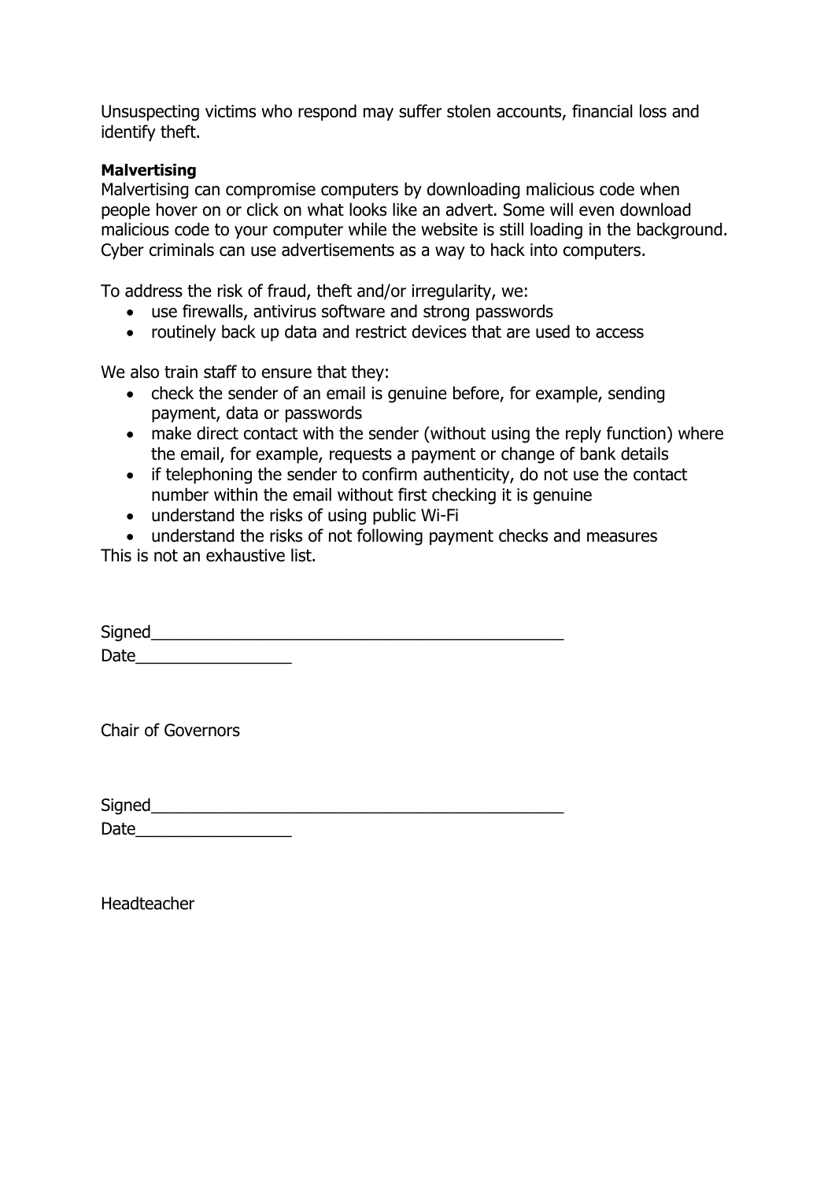Unsuspecting victims who respond may suffer stolen accounts, financial loss and identify theft.

**Malvertising**

Malvertising can compromise computers by downloading malicious code when people hover on or click on what looks like an advert. Some will even download malicious code to your computer while the website is still loading in the background. Cyber criminals can use advertisements as a way to hack into computers.

To address the risk of fraud, theft and/or irregularity, we:

- use firewalls, antivirus software and strong passwords
- routinely back up data and restrict devices that are used to access

We also train staff to ensure that they:

- check the sender of an email is genuine before, for example, sending payment, data or passwords
- make direct contact with the sender (without using the reply function) where the email, for example, requests a payment or change of bank details
- if telephoning the sender to confirm authenticity, do not use the contact number within the email without first checking it is genuine
- understand the risks of using public Wi-Fi
- understand the risks of not following payment checks and measures

This is not an exhaustive list.

Signed_______________________________________________
Date_________________

Chair of Governors

Signed_______________________________________________
Date_________________

Headteacher